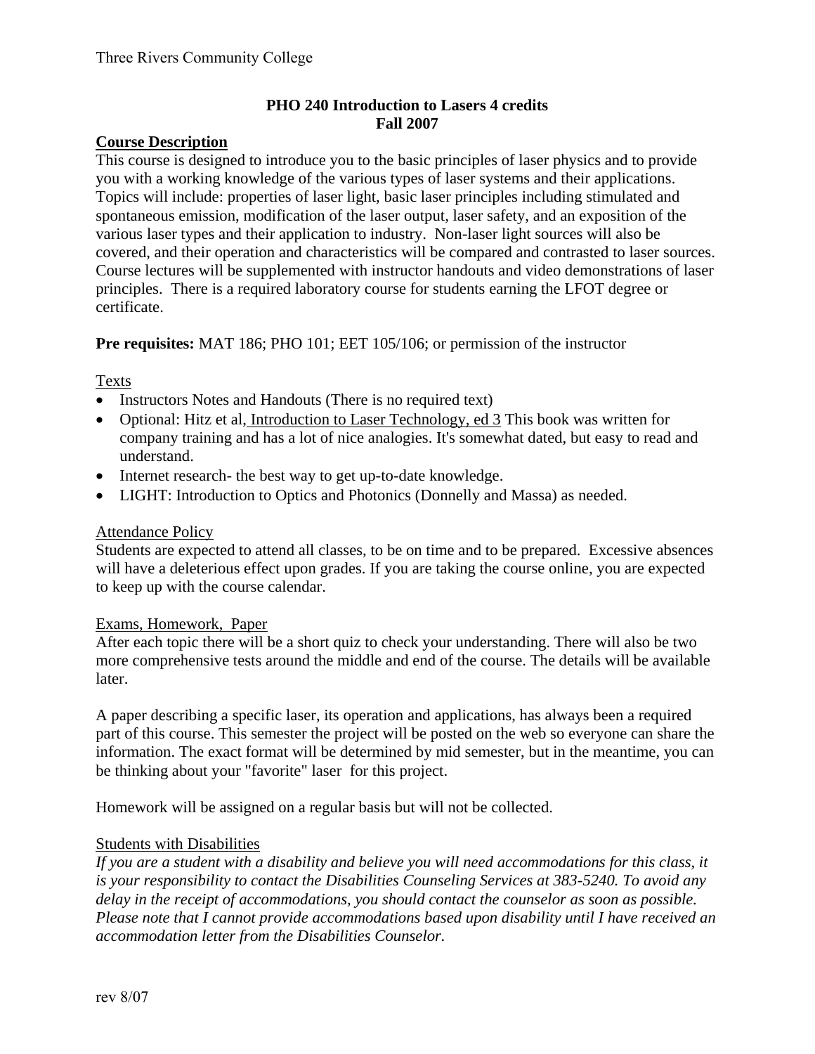Three Rivers Community College

# PHO 240 Introduction to Lasers 4 credits
## Fall 2007

**Course Description**

This course is designed to introduce you to the basic principles of laser physics and to provide you with a working knowledge of the various types of laser systems and their applications. Topics will include: properties of laser light, basic laser principles including stimulated and spontaneous emission, modification of the laser output, laser safety, and an exposition of the various laser types and their application to industry. Non-laser light sources will also be covered, and their operation and characteristics will be compared and contrasted to laser sources. Course lectures will be supplemented with instructor handouts and video demonstrations of laser principles. There is a required laboratory course for students earning the LFOT degree or certificate.

**Pre requisites:** MAT 186; PHO 101; EET 105/106; or permission of the instructor

Texts

- Instructors Notes and Handouts (There is no required text)
- Optional: Hitz et al, Introduction to Laser Technology, ed 3 This book was written for company training and has a lot of nice analogies. It's somewhat dated, but easy to read and understand.
- Internet research- the best way to get up-to-date knowledge.
- LIGHT: Introduction to Optics and Photonics (Donnelly and Massa) as needed.

Attendance Policy

Students are expected to attend all classes, to be on time and to be prepared. Excessive absences will have a deleterious effect upon grades. If you are taking the course online, you are expected to keep up with the course calendar.

Exams, Homework, Paper

After each topic there will be a short quiz to check your understanding. There will also be two more comprehensive tests around the middle and end of the course. The details will be available later.

A paper describing a specific laser, its operation and applications, has always been a required part of this course. This semester the project will be posted on the web so everyone can share the information. The exact format will be determined by mid semester, but in the meantime, you can be thinking about your "favorite" laser for this project.

Homework will be assigned on a regular basis but will not be collected.

Students with Disabilities

*If you are a student with a disability and believe you will need accommodations for this class, it is your responsibility to contact the Disabilities Counseling Services at 383-5240. To avoid any delay in the receipt of accommodations, you should contact the counselor as soon as possible. Please note that I cannot provide accommodations based upon disability until I have received an accommodation letter from the Disabilities Counselor.*

rev 8/07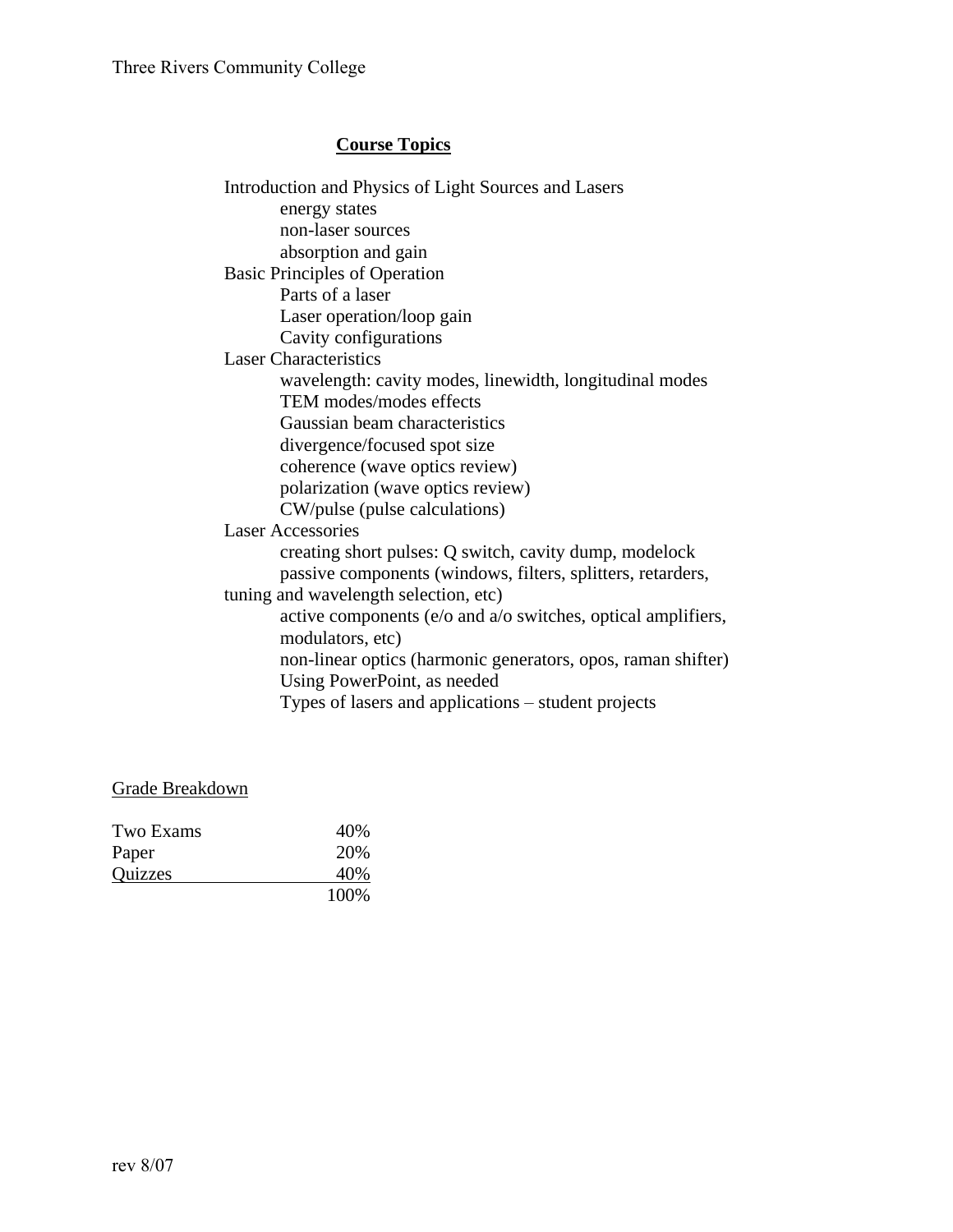## Course Topics

- Introduction and Physics of Light Sources and Lasers
  - energy states
  - non-laser sources
  - absorption and gain
- Basic Principles of Operation
  - Parts of a laser
  - Laser operation/loop gain
  - Cavity configurations
- Laser Characteristics
  - wavelength: cavity modes, linewidth, longitudinal modes
  - TEM modes/modes effects
  - Gaussian beam characteristics
  - divergence/focused spot size
  - coherence (wave optics review)
  - polarization (wave optics review)
  - CW/pulse (pulse calculations)
- Laser Accessories
  - creating short pulses: Q switch, cavity dump, modelock
  - passive components (windows, filters, splitters, retarders, tuning and wavelength selection, etc)
  - active components (e/o and a/o switches, optical amplifiers, modulators, etc)
  - non-linear optics (harmonic generators, opos, raman shifter)
  - Using PowerPoint, as needed
  - Types of lasers and applications – student projects

Grade Breakdown

| | |
|---|---|
| Two Exams | 40% |
| Paper | 20% |
| Quizzes | 40% |
| | 100% |

rev 8/07